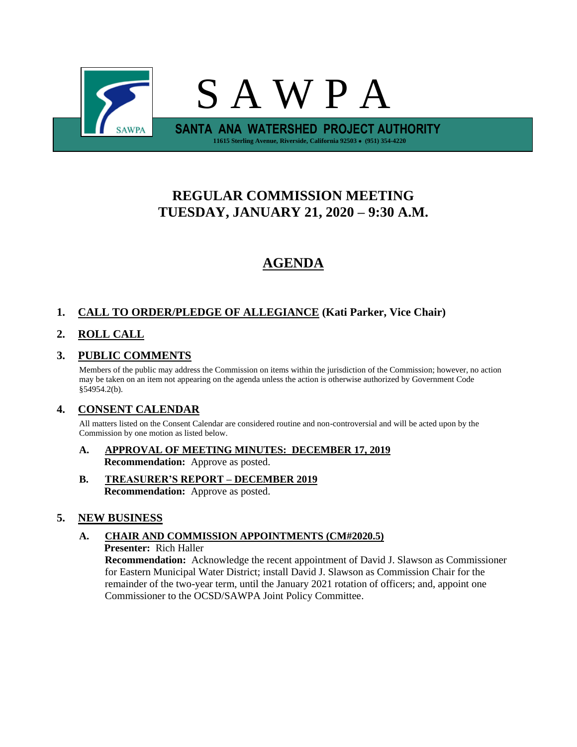# S A W P A

**SANTA ANA WATERSHED PROJECT AUTHORITY**

**11615 Sterling Avenue, Riverside, California 92503 • (951) 354-4220**

## REGULAR COMMISSION MEETING
## TUESDAY, JANUARY 21, 2020 – 9:30 A.M.

## AGENDA

**1. CALL TO ORDER/PLEDGE OF ALLEGIANCE (Kati Parker, Vice Chair)**

**2. ROLL CALL**

**3. PUBLIC COMMENTS**

Members of the public may address the Commission on items within the jurisdiction of the Commission; however, no action may be taken on an item not appearing on the agenda unless the action is otherwise authorized by Government Code §54954.2(b).

**4. CONSENT CALENDAR**

All matters listed on the Consent Calendar are considered routine and non-controversial and will be acted upon by the Commission by one motion as listed below.

**A. APPROVAL OF MEETING MINUTES: DECEMBER 17, 2019**
**Recommendation:** Approve as posted.

**B. TREASURER'S REPORT – DECEMBER 2019**
**Recommendation:** Approve as posted.

**5. NEW BUSINESS**

**A. CHAIR AND COMMISSION APPOINTMENTS (CM#2020.5)**
**Presenter:** Rich Haller
**Recommendation:** Acknowledge the recent appointment of David J. Slawson as Commissioner for Eastern Municipal Water District; install David J. Slawson as Commission Chair for the remainder of the two-year term, until the January 2021 rotation of officers; and, appoint one Commissioner to the OCSD/SAWPA Joint Policy Committee.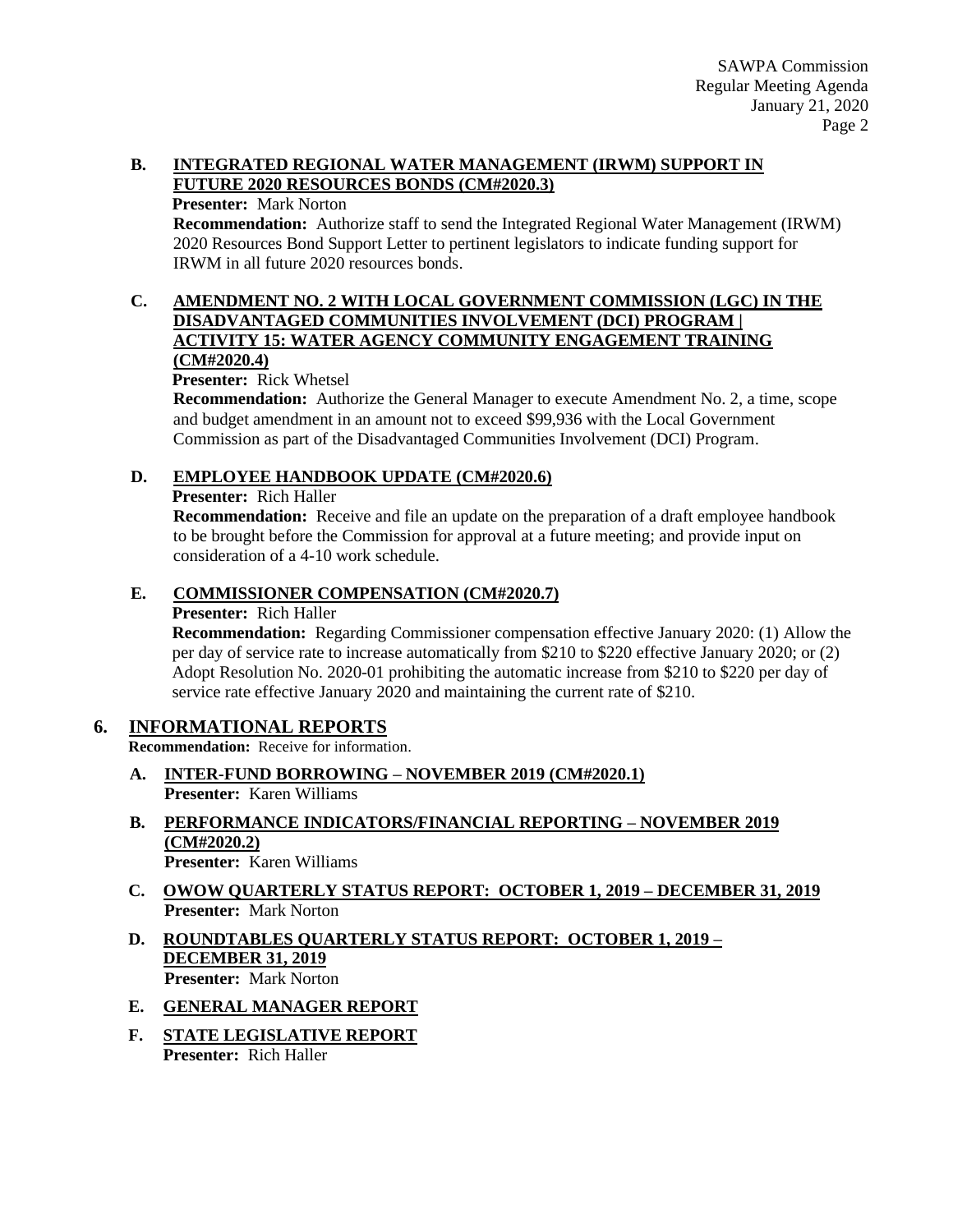**B. INTEGRATED REGIONAL WATER MANAGEMENT (IRWM) SUPPORT IN FUTURE 2020 RESOURCES BONDS (CM#2020.3)**

**Presenter:** Mark Norton

**Recommendation:** Authorize staff to send the Integrated Regional Water Management (IRWM) 2020 Resources Bond Support Letter to pertinent legislators to indicate funding support for IRWM in all future 2020 resources bonds.

**C. AMENDMENT NO. 2 WITH LOCAL GOVERNMENT COMMISSION (LGC) IN THE DISADVANTAGED COMMUNITIES INVOLVEMENT (DCI) PROGRAM | ACTIVITY 15: WATER AGENCY COMMUNITY ENGAGEMENT TRAINING (CM#2020.4)**

**Presenter:** Rick Whetsel

**Recommendation:** Authorize the General Manager to execute Amendment No. 2, a time, scope and budget amendment in an amount not to exceed $99,936 with the Local Government Commission as part of the Disadvantaged Communities Involvement (DCI) Program.

**D. EMPLOYEE HANDBOOK UPDATE (CM#2020.6)**

**Presenter:** Rich Haller

**Recommendation:** Receive and file an update on the preparation of a draft employee handbook to be brought before the Commission for approval at a future meeting; and provide input on consideration of a 4-10 work schedule.

**E. COMMISSIONER COMPENSATION (CM#2020.7)**

**Presenter:** Rich Haller

**Recommendation:** Regarding Commissioner compensation effective January 2020: (1) Allow the per day of service rate to increase automatically from $210 to $220 effective January 2020; or (2) Adopt Resolution No. 2020-01 prohibiting the automatic increase from $210 to $220 per day of service rate effective January 2020 and maintaining the current rate of $210.

## 6. INFORMATIONAL REPORTS

**Recommendation:** Receive for information.

**A. INTER-FUND BORROWING – NOVEMBER 2019 (CM#2020.1)**
**Presenter:** Karen Williams

**B. PERFORMANCE INDICATORS/FINANCIAL REPORTING – NOVEMBER 2019 (CM#2020.2)**
**Presenter:** Karen Williams

**C. OWOW QUARTERLY STATUS REPORT: OCTOBER 1, 2019 – DECEMBER 31, 2019**
**Presenter:** Mark Norton

**D. ROUNDTABLES QUARTERLY STATUS REPORT: OCTOBER 1, 2019 – DECEMBER 31, 2019**
**Presenter:** Mark Norton

**E. GENERAL MANAGER REPORT**

**F. STATE LEGISLATIVE REPORT**
**Presenter:** Rich Haller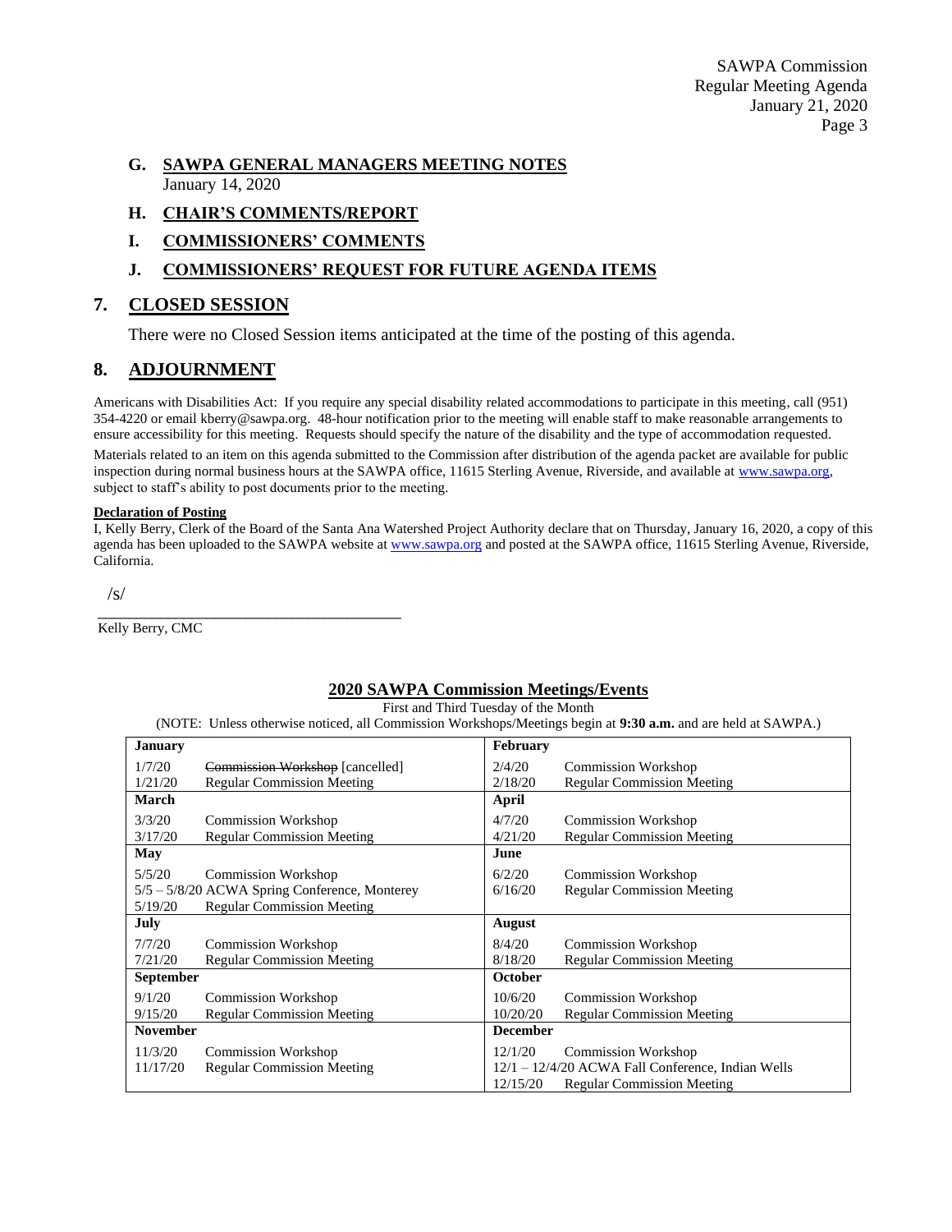**G. SAWPA GENERAL MANAGERS MEETING NOTES**
January 14, 2020

**H. CHAIR'S COMMENTS/REPORT**

**I. COMMISSIONERS' COMMENTS**

**J. COMMISSIONERS' REQUEST FOR FUTURE AGENDA ITEMS**

## 7. CLOSED SESSION

There were no Closed Session items anticipated at the time of the posting of this agenda.

## 8. ADJOURNMENT

Americans with Disabilities Act: If you require any special disability related accommodations to participate in this meeting, call (951) 354-4220 or email kberry@sawpa.org. 48-hour notification prior to the meeting will enable staff to make reasonable arrangements to ensure accessibility for this meeting. Requests should specify the nature of the disability and the type of accommodation requested.

Materials related to an item on this agenda submitted to the Commission after distribution of the agenda packet are available for public inspection during normal business hours at the SAWPA office, 11615 Sterling Avenue, Riverside, and available at www.sawpa.org, subject to staff's ability to post documents prior to the meeting.

**Declaration of Posting**

I, Kelly Berry, Clerk of the Board of the Santa Ana Watershed Project Authority declare that on Thursday, January 16, 2020, a copy of this agenda has been uploaded to the SAWPA website at www.sawpa.org and posted at the SAWPA office, 11615 Sterling Avenue, Riverside, California.

/s/
_________________________________________
Kelly Berry, CMC

## 2020 SAWPA Commission Meetings/Events

First and Third Tuesday of the Month
(NOTE: Unless otherwise noticed, all Commission Workshops/Meetings begin at **9:30 a.m.** and are held at SAWPA.)

| **January** | | **February** | |
|---|---|---|---|
| 1/7/20 | ~~Commission Workshop~~ [cancelled] | 2/4/20 | Commission Workshop |
| 1/21/20 | Regular Commission Meeting | 2/18/20 | Regular Commission Meeting |
| **March** | | **April** | |
| 3/3/20 | Commission Workshop | 4/7/20 | Commission Workshop |
| 3/17/20 | Regular Commission Meeting | 4/21/20 | Regular Commission Meeting |
| **May** | | **June** | |
| 5/5/20 | Commission Workshop | 6/2/20 | Commission Workshop |
| 5/5 – 5/8/20 | ACWA Spring Conference, Monterey | 6/16/20 | Regular Commission Meeting |
| 5/19/20 | Regular Commission Meeting | | |
| **July** | | **August** | |
| 7/7/20 | Commission Workshop | 8/4/20 | Commission Workshop |
| 7/21/20 | Regular Commission Meeting | 8/18/20 | Regular Commission Meeting |
| **September** | | **October** | |
| 9/1/20 | Commission Workshop | 10/6/20 | Commission Workshop |
| 9/15/20 | Regular Commission Meeting | 10/20/20 | Regular Commission Meeting |
| **November** | | **December** | |
| 11/3/20 | Commission Workshop | 12/1/20 | Commission Workshop |
| 11/17/20 | Regular Commission Meeting | 12/1 – 12/4/20 | ACWA Fall Conference, Indian Wells |
| | | 12/15/20 | Regular Commission Meeting |